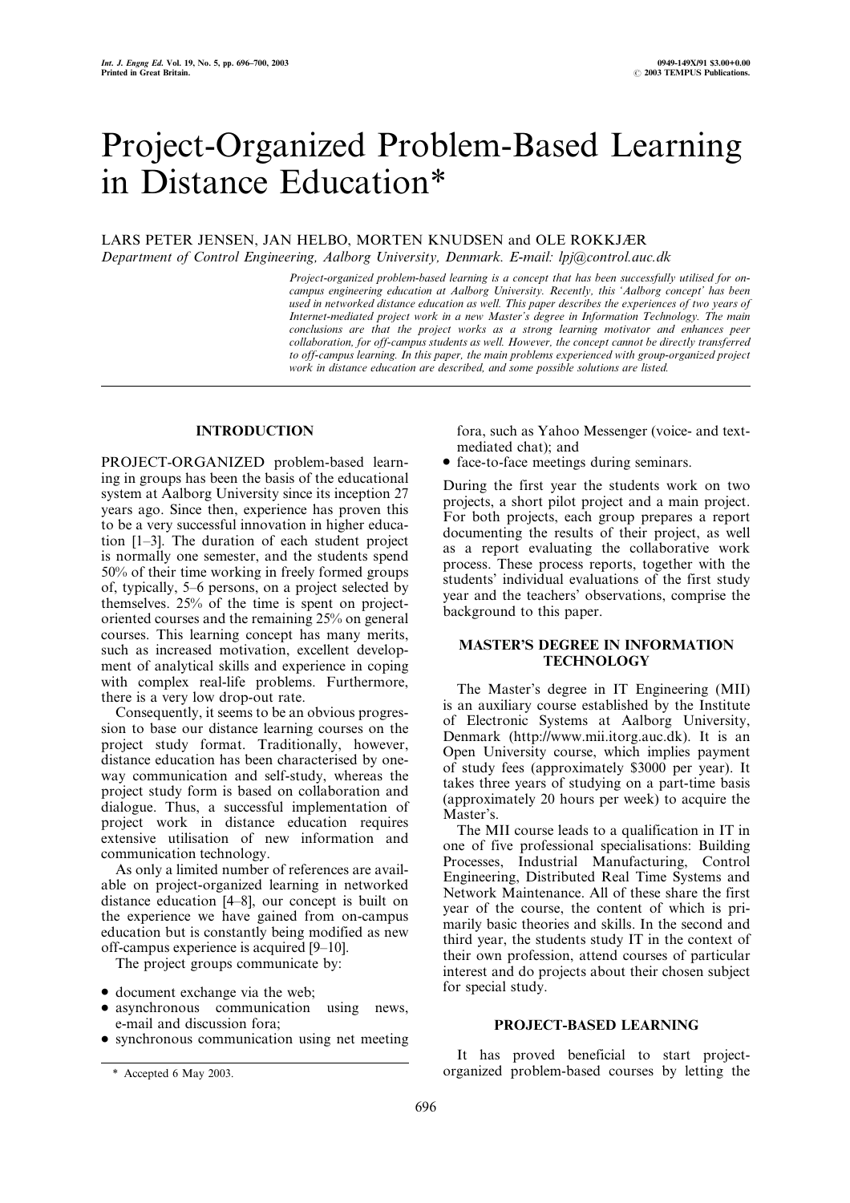# Project-Organized Problem-Based Learning in Distance Education*

LARS PETER JENSEN, JAN HELBO, MORTEN KNUDSEN and OLE ROKKJÆR

*Department of Control Engineering, Aalborg University, Denmark. E-mail: lpj@control.auc.dk*

*Project-organized problem-based learning is a concept that has been successfully utilised for on-campus engineering education at Aalborg University. Recently, this 'Aalborg concept' has been used in networked distance education as well. This paper describes the experiences of two years of Internet-mediated project work in a new Master's degree in Information Technology. The main conclusions are that the project works as a strong learning motivator and enhances peer collaboration, for off-campus students as well. However, the concept cannot be directly transferred to off-campus learning. In this paper, the main problems experienced with group-organized project work in distance education are described, and some possible solutions are listed.*

## INTRODUCTION

PROJECT-ORGANIZED problem-based learning in groups has been the basis of the educational system at Aalborg University since its inception 27 years ago. Since then, experience has proven this to be a very successful innovation in higher education [1–3]. The duration of each student project is normally one semester, and the students spend 50% of their time working in freely formed groups of, typically, 5–6 persons, on a project selected by themselves. 25% of the time is spent on project-oriented courses and the remaining 25% on general courses. This learning concept has many merits, such as increased motivation, excellent development of analytical skills and experience in coping with complex real-life problems. Furthermore, there is a very low drop-out rate.

Consequently, it seems to be an obvious progression to base our distance learning courses on the project study format. Traditionally, however, distance education has been characterised by one-way communication and self-study, whereas the project study form is based on collaboration and dialogue. Thus, a successful implementation of project work in distance education requires extensive utilisation of new information and communication technology.

As only a limited number of references are available on project-organized learning in networked distance education [4–8], our concept is built on the experience we have gained from on-campus education but is constantly being modified as new off-campus experience is acquired [9–10].

The project groups communicate by:

- document exchange via the web;
- asynchronous communication using news, e-mail and discussion fora;
- synchronous communication using net meeting fora, such as Yahoo Messenger (voice- and text-mediated chat); and
- face-to-face meetings during seminars.

During the first year the students work on two projects, a short pilot project and a main project. For both projects, each group prepares a report documenting the results of their project, as well as a report evaluating the collaborative work process. These process reports, together with the students' individual evaluations of the first study year and the teachers' observations, comprise the background to this paper.

## MASTER'S DEGREE IN INFORMATION TECHNOLOGY

The Master's degree in IT Engineering (MII) is an auxiliary course established by the Institute of Electronic Systems at Aalborg University, Denmark (http://www.mii.itorg.auc.dk). It is an Open University course, which implies payment of study fees (approximately $3000 per year). It takes three years of studying on a part-time basis (approximately 20 hours per week) to acquire the Master's.

The MII course leads to a qualification in IT in one of five professional specialisations: Building Processes, Industrial Manufacturing, Control Engineering, Distributed Real Time Systems and Network Maintenance. All of these share the first year of the course, the content of which is primarily basic theories and skills. In the second and third year, the students study IT in the context of their own profession, attend courses of particular interest and do projects about their chosen subject for special study.

## PROJECT-BASED LEARNING

It has proved beneficial to start project-organized problem-based courses by letting the

\* Accepted 6 May 2003.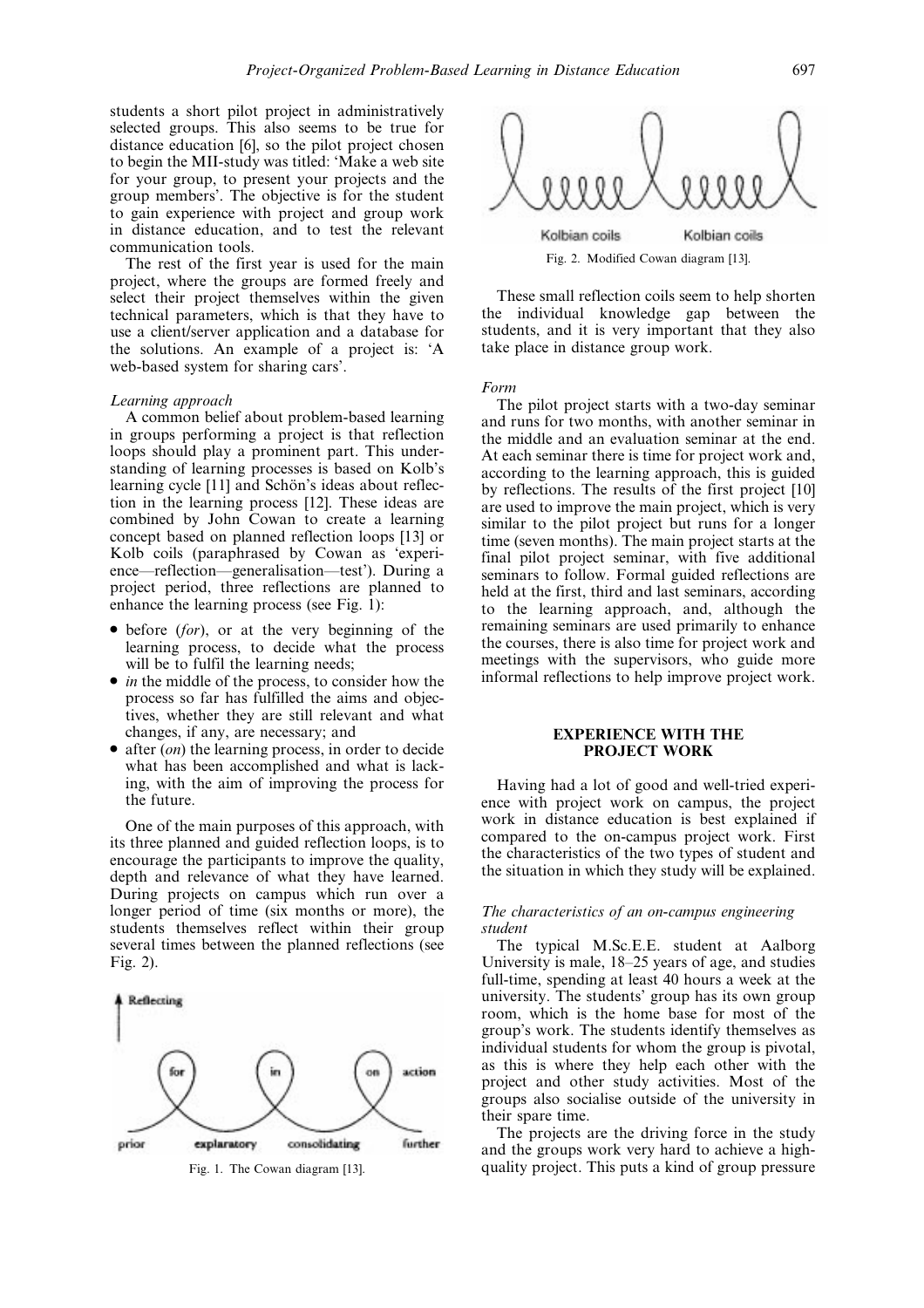students a short pilot project in administratively selected groups. This also seems to be true for distance education [6], so the pilot project chosen to begin the MII-study was titled: 'Make a web site for your group, to present your projects and the group members'. The objective is for the student to gain experience with project and group work in distance education, and to test the relevant communication tools.

The rest of the first year is used for the main project, where the groups are formed freely and select their project themselves within the given technical parameters, which is that they have to use a client/server application and a database for the solutions. An example of a project is: 'A web-based system for sharing cars'.

*Learning approach*

A common belief about problem-based learning in groups performing a project is that reflection loops should play a prominent part. This understanding of learning processes is based on Kolb's learning cycle [11] and Schön's ideas about reflection in the learning process [12]. These ideas are combined by John Cowan to create a learning concept based on planned reflection loops [13] or Kolb coils (paraphrased by Cowan as 'experience—reflection—generalisation—test'). During a project period, three reflections are planned to enhance the learning process (see Fig. 1):

- before (*for*), or at the very beginning of the learning process, to decide what the process will be to fulfil the learning needs;
- *in* the middle of the process, to consider how the process so far has fulfilled the aims and objectives, whether they are still relevant and what changes, if any, are necessary; and
- after (*on*) the learning process, in order to decide what has been accomplished and what is lacking, with the aim of improving the process for the future.

One of the main purposes of this approach, with its three planned and guided reflection loops, is to encourage the participants to improve the quality, depth and relevance of what they have learned. During projects on campus which run over a longer period of time (six months or more), the students themselves reflect within their group several times between the planned reflections (see Fig. 2).

Fig. 1. The Cowan diagram [13].

Fig. 2. Modified Cowan diagram [13].

These small reflection coils seem to help shorten the individual knowledge gap between the students, and it is very important that they also take place in distance group work.

*Form*

The pilot project starts with a two-day seminar and runs for two months, with another seminar in the middle and an evaluation seminar at the end. At each seminar there is time for project work and, according to the learning approach, this is guided by reflections. The results of the first project [10] are used to improve the main project, which is very similar to the pilot project but runs for a longer time (seven months). The main project starts at the final pilot project seminar, with five additional seminars to follow. Formal guided reflections are held at the first, third and last seminars, according to the learning approach, and, although the remaining seminars are used primarily to enhance the courses, there is also time for project work and meetings with the supervisors, who guide more informal reflections to help improve project work.

## EXPERIENCE WITH THE PROJECT WORK

Having had a lot of good and well-tried experience with project work on campus, the project work in distance education is best explained if compared to the on-campus project work. First the characteristics of the two types of student and the situation in which they study will be explained.

*The characteristics of an on-campus engineering student*

The typical M.Sc.E.E. student at Aalborg University is male, 18–25 years of age, and studies full-time, spending at least 40 hours a week at the university. The students' group has its own group room, which is the home base for most of the group's work. The students identify themselves as individual students for whom the group is pivotal, as this is where they help each other with the project and other study activities. Most of the groups also socialise outside of the university in their spare time.

The projects are the driving force in the study and the groups work very hard to achieve a high-quality project. This puts a kind of group pressure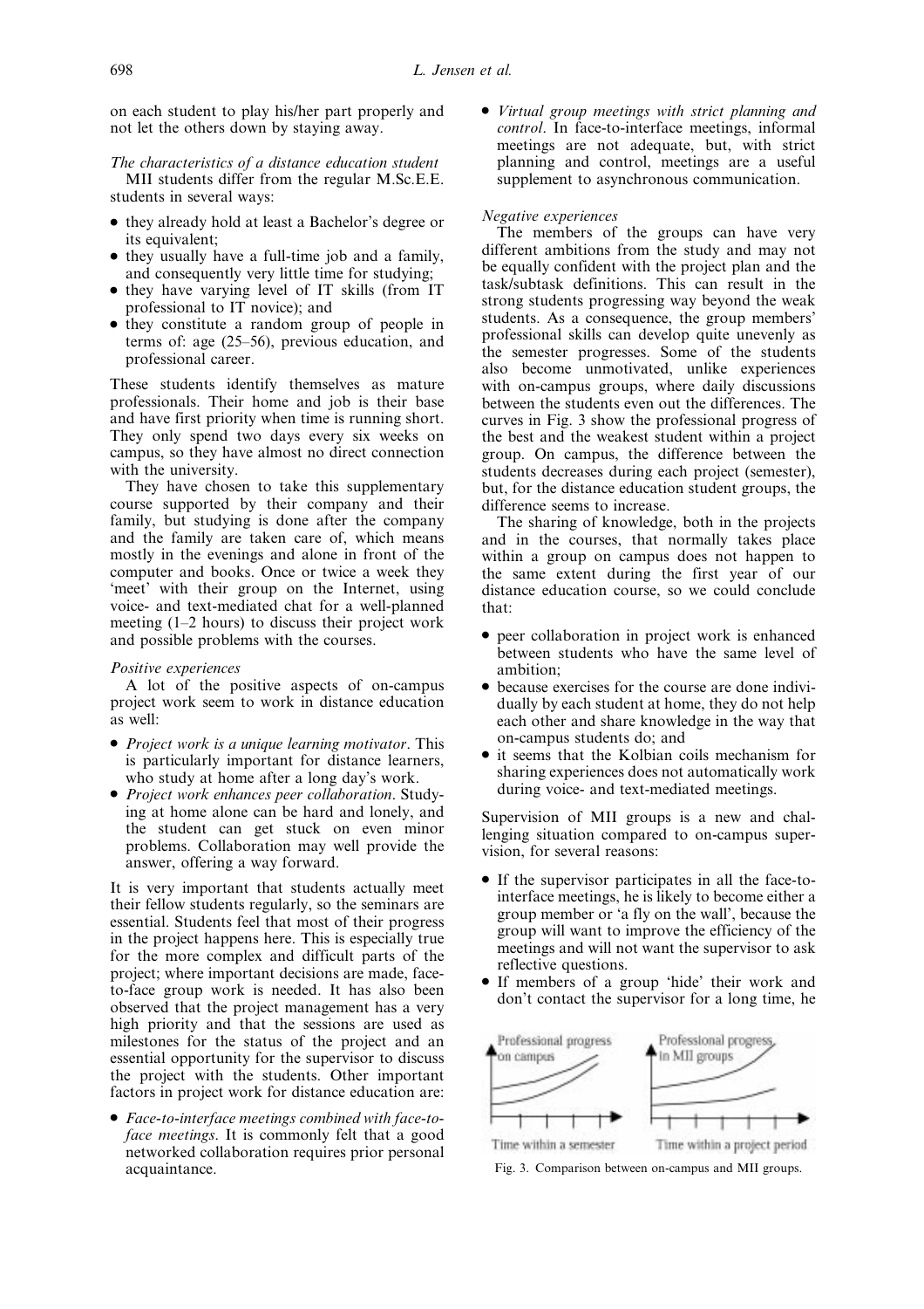on each student to play his/her part properly and not let the others down by staying away.

*The characteristics of a distance education student*

MII students differ from the regular M.Sc.E.E. students in several ways:

- they already hold at least a Bachelor's degree or its equivalent;
- they usually have a full-time job and a family, and consequently very little time for studying;
- they have varying level of IT skills (from IT professional to IT novice); and
- they constitute a random group of people in terms of: age (25–56), previous education, and professional career.

These students identify themselves as mature professionals. Their home and job is their base and have first priority when time is running short. They only spend two days every six weeks on campus, so they have almost no direct connection with the university.

They have chosen to take this supplementary course supported by their company and their family, but studying is done after the company and the family are taken care of, which means mostly in the evenings and alone in front of the computer and books. Once or twice a week they 'meet' with their group on the Internet, using voice- and text-mediated chat for a well-planned meeting (1–2 hours) to discuss their project work and possible problems with the courses.

*Positive experiences*

A lot of the positive aspects of on-campus project work seem to work in distance education as well:

- *Project work is a unique learning motivator*. This is particularly important for distance learners, who study at home after a long day's work.
- *Project work enhances peer collaboration*. Studying at home alone can be hard and lonely, and the student can get stuck on even minor problems. Collaboration may well provide the answer, offering a way forward.

It is very important that students actually meet their fellow students regularly, so the seminars are essential. Students feel that most of their progress in the project happens here. This is especially true for the more complex and difficult parts of the project; where important decisions are made, face-to-face group work is needed. It has also been observed that the project management has a very high priority and that the sessions are used as milestones for the status of the project and an essential opportunity for the supervisor to discuss the project with the students. Other important factors in project work for distance education are:

- *Face-to-interface meetings combined with face-to-face meetings*. It is commonly felt that a good networked collaboration requires prior personal acquaintance.
- *Virtual group meetings with strict planning and control*. In face-to-interface meetings, informal meetings are not adequate, but, with strict planning and control, meetings are a useful supplement to asynchronous communication.

*Negative experiences*

The members of the groups can have very different ambitions from the study and may not be equally confident with the project plan and the task/subtask definitions. This can result in the strong students progressing way beyond the weak students. As a consequence, the group members' professional skills can develop quite unevenly as the semester progresses. Some of the students also become unmotivated, unlike experiences with on-campus groups, where daily discussions between the students even out the differences. The curves in Fig. 3 show the professional progress of the best and the weakest student within a project group. On campus, the difference between the students decreases during each project (semester), but, for the distance education student groups, the difference seems to increase.

The sharing of knowledge, both in the projects and in the courses, that normally takes place within a group on campus does not happen to the same extent during the first year of our distance education course, so we could conclude that:

- peer collaboration in project work is enhanced between students who have the same level of ambition;
- because exercises for the course are done individually by each student at home, they do not help each other and share knowledge in the way that on-campus students do; and
- it seems that the Kolbian coils mechanism for sharing experiences does not automatically work during voice- and text-mediated meetings.

Supervision of MII groups is a new and challenging situation compared to on-campus supervision, for several reasons:

- If the supervisor participates in all the face-to-interface meetings, he is likely to become either a group member or 'a fly on the wall', because the group will want to improve the efficiency of the meetings and will not want the supervisor to ask reflective questions.
- If members of a group 'hide' their work and don't contact the supervisor for a long time, he

Professional progress on campus — Time within a semester

Professional progress in MII groups — Time within a project period

Fig. 3. Comparison between on-campus and MII groups.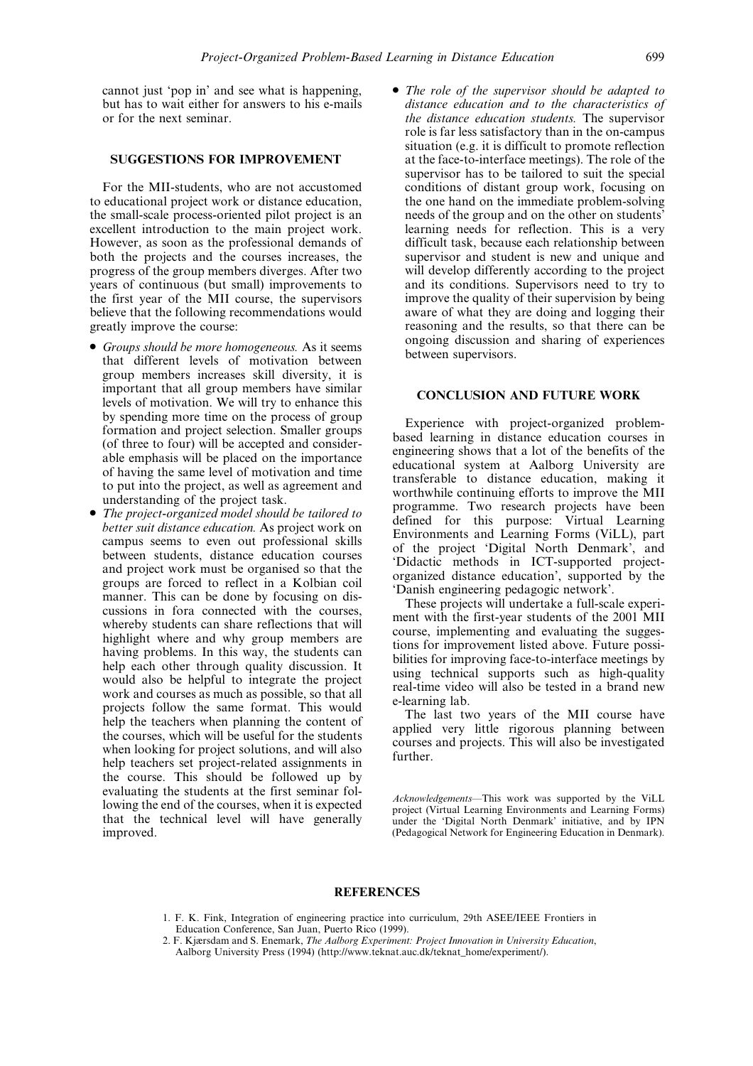cannot just 'pop in' and see what is happening, but has to wait either for answers to his e-mails or for the next seminar.

## SUGGESTIONS FOR IMPROVEMENT

For the MII-students, who are not accustomed to educational project work or distance education, the small-scale process-oriented pilot project is an excellent introduction to the main project work. However, as soon as the professional demands of both the projects and the courses increases, the progress of the group members diverges. After two years of continuous (but small) improvements to the first year of the MII course, the supervisors believe that the following recommendations would greatly improve the course:

- *Groups should be more homogeneous.* As it seems that different levels of motivation between group members increases skill diversity, it is important that all group members have similar levels of motivation. We will try to enhance this by spending more time on the process of group formation and project selection. Smaller groups (of three to four) will be accepted and considerable emphasis will be placed on the importance of having the same level of motivation and time to put into the project, as well as agreement and understanding of the project task.
- *The project-organized model should be tailored to better suit distance education.* As project work on campus seems to even out professional skills between students, distance education courses and project work must be organised so that the groups are forced to reflect in a Kolbian coil manner. This can be done by focusing on discussions in fora connected with the courses, whereby students can share reflections that will highlight where and why group members are having problems. In this way, the students can help each other through quality discussion. It would also be helpful to integrate the project work and courses as much as possible, so that all projects follow the same format. This would help the teachers when planning the content of the courses, which will be useful for the students when looking for project solutions, and will also help teachers set project-related assignments in the course. This should be followed up by evaluating the students at the first seminar following the end of the courses, when it is expected that the technical level will have generally improved.
- *The role of the supervisor should be adapted to distance education and to the characteristics of the distance education students.* The supervisor role is far less satisfactory than in the on-campus situation (e.g. it is difficult to promote reflection at the face-to-interface meetings). The role of the supervisor has to be tailored to suit the special conditions of distant group work, focusing on the one hand on the immediate problem-solving needs of the group and on the other on students' learning needs for reflection. This is a very difficult task, because each relationship between supervisor and student is new and unique and will develop differently according to the project and its conditions. Supervisors need to try to improve the quality of their supervision by being aware of what they are doing and logging their reasoning and the results, so that there can be ongoing discussion and sharing of experiences between supervisors.

## CONCLUSION AND FUTURE WORK

Experience with project-organized problem-based learning in distance education courses in engineering shows that a lot of the benefits of the educational system at Aalborg University are transferable to distance education, making it worthwhile continuing efforts to improve the MII programme. Two research projects have been defined for this purpose: Virtual Learning Environments and Learning Forms (ViLL), part of the project 'Digital North Denmark', and 'Didactic methods in ICT-supported project-organized distance education', supported by the 'Danish engineering pedagogic network'.

These projects will undertake a full-scale experiment with the first-year students of the 2001 MII course, implementing and evaluating the suggestions for improvement listed above. Future possibilities for improving face-to-interface meetings by using technical supports such as high-quality real-time video will also be tested in a brand new e-learning lab.

The last two years of the MII course have applied very little rigorous planning between courses and projects. This will also be investigated further.

*Acknowledgements*—This work was supported by the ViLL project (Virtual Learning Environments and Learning Forms) under the 'Digital North Denmark' initiative, and by IPN (Pedagogical Network for Engineering Education in Denmark).

## REFERENCES

1. F. K. Fink, Integration of engineering practice into curriculum, 29th ASEE/IEEE Frontiers in Education Conference, San Juan, Puerto Rico (1999).
2. F. Kjærsdam and S. Enemark, *The Aalborg Experiment: Project Innovation in University Education*, Aalborg University Press (1994) (http://www.teknat.auc.dk/teknat_home/experiment/).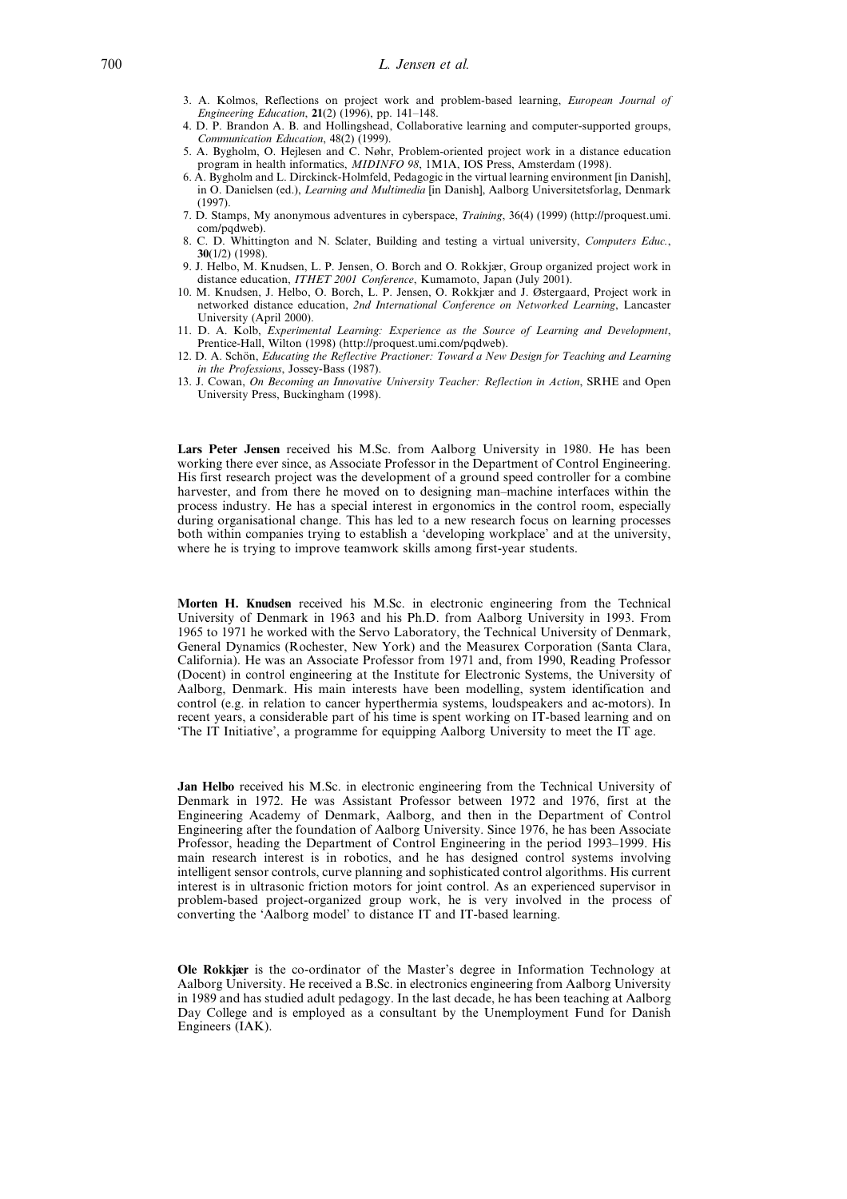3. A. Kolmos, Reflections on project work and problem-based learning, *European Journal of Engineering Education*, **21**(2) (1996), pp. 141–148.
4. D. P. Brandon A. B. and Hollingshead, Collaborative learning and computer-supported groups, *Communication Education*, 48(2) (1999).
5. A. Bygholm, O. Hejlesen and C. Nøhr, Problem-oriented project work in a distance education program in health informatics, *MIDINFO 98*, 1M1A, IOS Press, Amsterdam (1998).
6. A. Bygholm and L. Dirckinck-Holmfeld, Pedagogic in the virtual learning environment [in Danish], in O. Danielsen (ed.), *Learning and Multimedia* [in Danish], Aalborg Universitetsforlag, Denmark (1997).
7. D. Stamps, My anonymous adventures in cyberspace, *Training*, 36(4) (1999) (http://proquest.umi.com/pqdweb).
8. C. D. Whittington and N. Sclater, Building and testing a virtual university, *Computers Educ.*, **30**(1/2) (1998).
9. J. Helbo, M. Knudsen, L. P. Jensen, O. Borch and O. Rokkjær, Group organized project work in distance education, *ITHET 2001 Conference*, Kumamoto, Japan (July 2001).
10. M. Knudsen, J. Helbo, O. Borch, L. P. Jensen, O. Rokkjær and J. Østergaard, Project work in networked distance education, *2nd International Conference on Networked Learning*, Lancaster University (April 2000).
11. D. A. Kolb, *Experimental Learning: Experience as the Source of Learning and Development*, Prentice-Hall, Wilton (1998) (http://proquest.umi.com/pqdweb).
12. D. A. Schön, *Educating the Reflective Practioner: Toward a New Design for Teaching and Learning in the Professions*, Jossey-Bass (1987).
13. J. Cowan, *On Becoming an Innovative University Teacher: Reflection in Action*, SRHE and Open University Press, Buckingham (1998).

**Lars Peter Jensen** received his M.Sc. from Aalborg University in 1980. He has been working there ever since, as Associate Professor in the Department of Control Engineering. His first research project was the development of a ground speed controller for a combine harvester, and from there he moved on to designing man–machine interfaces within the process industry. He has a special interest in ergonomics in the control room, especially during organisational change. This has led to a new research focus on learning processes both within companies trying to establish a 'developing workplace' and at the university, where he is trying to improve teamwork skills among first-year students.

**Morten H. Knudsen** received his M.Sc. in electronic engineering from the Technical University of Denmark in 1963 and his Ph.D. from Aalborg University in 1993. From 1965 to 1971 he worked with the Servo Laboratory, the Technical University of Denmark, General Dynamics (Rochester, New York) and the Measurex Corporation (Santa Clara, California). He was an Associate Professor from 1971 and, from 1990, Reading Professor (Docent) in control engineering at the Institute for Electronic Systems, the University of Aalborg, Denmark. His main interests have been modelling, system identification and control (e.g. in relation to cancer hyperthermia systems, loudspeakers and ac-motors). In recent years, a considerable part of his time is spent working on IT-based learning and on 'The IT Initiative', a programme for equipping Aalborg University to meet the IT age.

**Jan Helbo** received his M.Sc. in electronic engineering from the Technical University of Denmark in 1972. He was Assistant Professor between 1972 and 1976, first at the Engineering Academy of Denmark, Aalborg, and then in the Department of Control Engineering after the foundation of Aalborg University. Since 1976, he has been Associate Professor, heading the Department of Control Engineering in the period 1993–1999. His main research interest is in robotics, and he has designed control systems involving intelligent sensor controls, curve planning and sophisticated control algorithms. His current interest is in ultrasonic friction motors for joint control. As an experienced supervisor in problem-based project-organized group work, he is very involved in the process of converting the 'Aalborg model' to distance IT and IT-based learning.

**Ole Rokkjær** is the co-ordinator of the Master's degree in Information Technology at Aalborg University. He received a B.Sc. in electronics engineering from Aalborg University in 1989 and has studied adult pedagogy. In the last decade, he has been teaching at Aalborg Day College and is employed as a consultant by the Unemployment Fund for Danish Engineers (IAK).